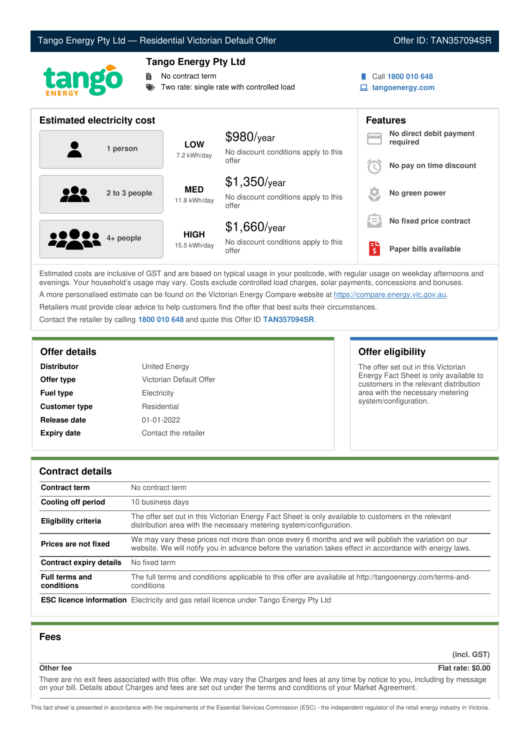# Tango Energy Pty Ltd — Residential Victorian Default Offer

Offer ID: TAN357094SR

## Tango Energy Pty Ltd

- No contract term
- Two rate: single rate with controlled load

Call **1800 010 648**
**tangoenergy.com**

## Estimated electricity cost

| Household | Usage | Cost |
|---|---|---|
| 1 person | **LOW** 7.2 kWh/day | $980/year — No discount conditions apply to this offer |
| 2 to 3 people | **MED** 11.8 kWh/day | $1,350/year — No discount conditions apply to this offer |
| 4+ people | **HIGH** 15.5 kWh/day | $1,660/year — No discount conditions apply to this offer |

## Features

- **No direct debit payment required**
- **No pay on time discount**
- **No green power**
- **No fixed price contract**
- **Paper bills available**

Estimated costs are inclusive of GST and are based on typical usage in your postcode, with regular usage on weekday afternoons and evenings. Your household's usage may vary. Costs exclude controlled load charges, solar payments, concessions and bonuses.

A more personalised estimate can be found on the Victorian Energy Compare website at https://compare.energy.vic.gov.au.

Retailers must provide clear advice to help customers find the offer that best suits their circumstances.

Contact the retailer by calling **1800 010 648** and quote this Offer ID **TAN357094SR**.

## Offer details

| | |
|---|---|
| **Distributor** | United Energy |
| **Offer type** | Victorian Default Offer |
| **Fuel type** | Electricity |
| **Customer type** | Residential |
| **Release date** | 01-01-2022 |
| **Expiry date** | Contact the retailer |

## Offer eligibility

The offer set out in this Victorian Energy Fact Sheet is only available to customers in the relevant distribution area with the necessary metering system/configuration.

## Contract details

| | |
|---|---|
| **Contract term** | No contract term |
| **Cooling off period** | 10 business days |
| **Eligibility criteria** | The offer set out in this Victorian Energy Fact Sheet is only available to customers in the relevant distribution area with the necessary metering system/configuration. |
| **Prices are not fixed** | We may vary these prices not more than once every 6 months and we will publish the variation on our website. We will notify you in advance before the variation takes effect in accordance with energy laws. |
| **Contract expiry details** | No fixed term |
| **Full terms and conditions** | The full terms and conditions applicable to this offer are available at http://tangoenergy.com/terms-and-conditions |
| **ESC licence information** | Electricity and gas retail licence under Tango Energy Pty Ltd |

## Fees

| | (incl. GST) |
|---|---|
| **Other fee** | **Flat rate: $0.00** |

There are no exit fees associated with this offer. We may vary the Charges and fees at any time by notice to you, including by message on your bill. Details about Charges and fees are set out under the terms and conditions of your Market Agreement.

This fact sheet is presented in accordance with the requirements of the Essential Services Commission (ESC) - the independent regulator of the retail energy industry in Victoria.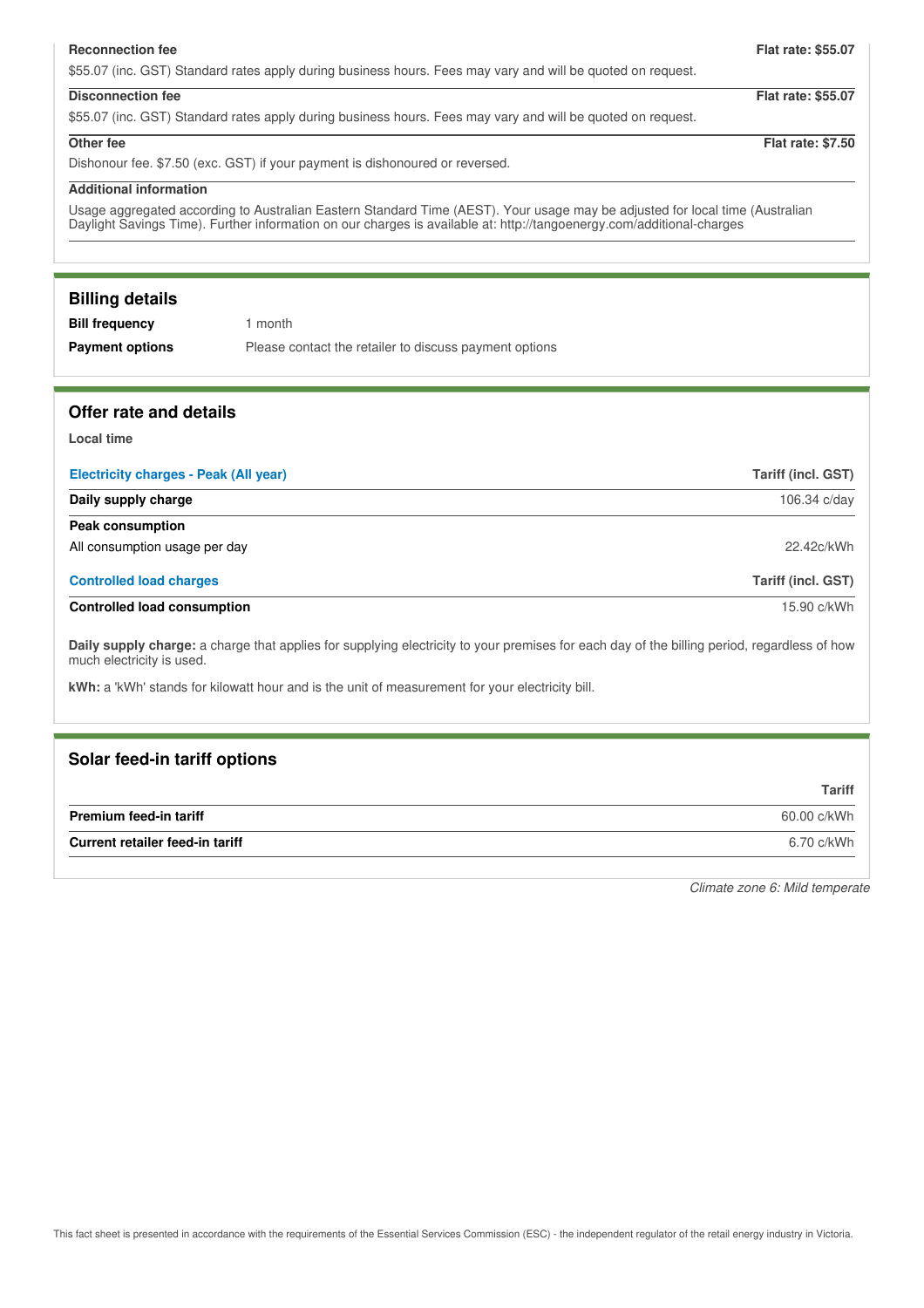**Reconnection fee** — **Flat rate: $55.07**

$55.07 (inc. GST) Standard rates apply during business hours. Fees may vary and will be quoted on request.

**Disconnection fee** — **Flat rate: $55.07**

$55.07 (inc. GST) Standard rates apply during business hours. Fees may vary and will be quoted on request.

**Other fee** — **Flat rate: $7.50**

Dishonour fee. $7.50 (exc. GST) if your payment is dishonoured or reversed.

**Additional information**

Usage aggregated according to Australian Eastern Standard Time (AEST). Your usage may be adjusted for local time (Australian Daylight Savings Time). Further information on our charges is available at: http://tangoenergy.com/additional-charges

## Billing details

| | |
|---|---|
| **Bill frequency** | 1 month |
| **Payment options** | Please contact the retailer to discuss payment options |

## Offer rate and details

**Local time**

| Electricity charges - Peak (All year) | Tariff (incl. GST) |
|---|---|
| **Daily supply charge** | 106.34 c/day |
| **Peak consumption** | |
| All consumption usage per day | 22.42c/kWh |

| Controlled load charges | Tariff (incl. GST) |
|---|---|
| **Controlled load consumption** | 15.90 c/kWh |

**Daily supply charge:** a charge that applies for supplying electricity to your premises for each day of the billing period, regardless of how much electricity is used.

**kWh:** a 'kWh' stands for kilowatt hour and is the unit of measurement for your electricity bill.

## Solar feed-in tariff options

| | Tariff |
|---|---|
| **Premium feed-in tariff** | 60.00 c/kWh |
| **Current retailer feed-in tariff** | 6.70 c/kWh |

*Climate zone 6: Mild temperate*

This fact sheet is presented in accordance with the requirements of the Essential Services Commission (ESC) - the independent regulator of the retail energy industry in Victoria.